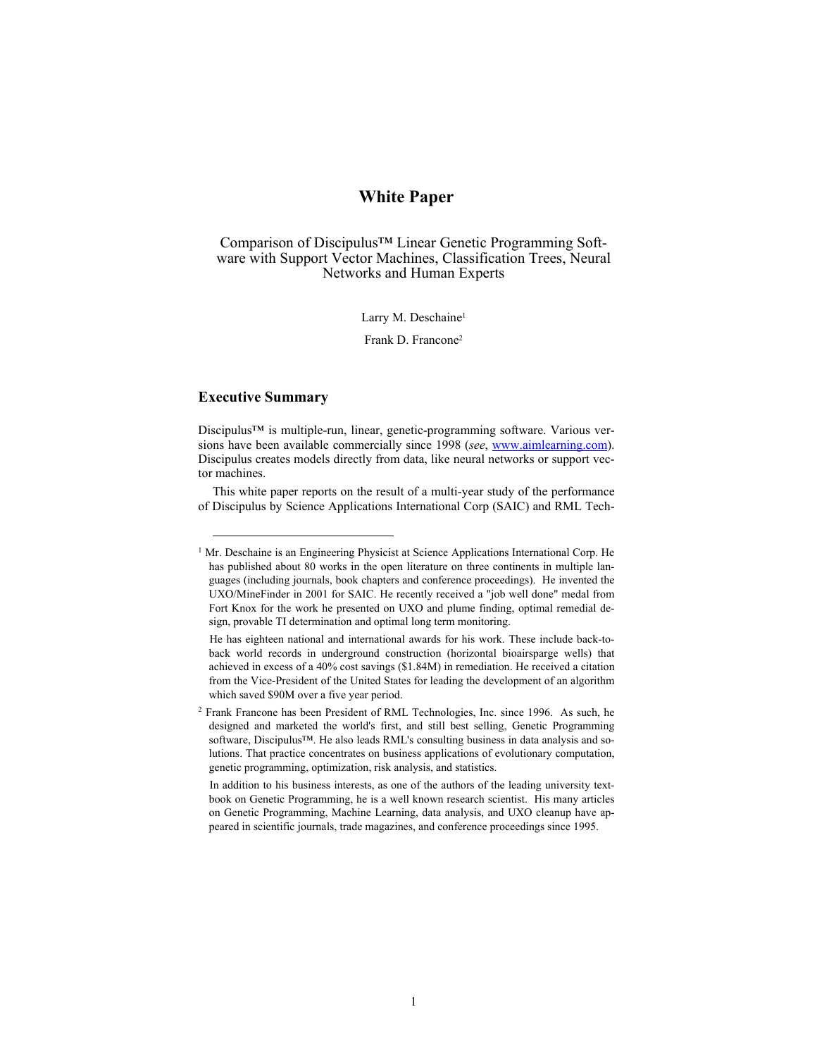# White Paper

Comparison of Discipulus™ Linear Genetic Programming Software with Support Vector Machines, Classification Trees, Neural Networks and Human Experts

Larry M. Deschaine[1]

Frank D. Francone[2]

## Executive Summary

Discipulus™ is multiple-run, linear, genetic-programming software. Various versions have been available commercially since 1998 (*see*, www.aimlearning.com). Discipulus creates models directly from data, like neural networks or support vector machines.

This white paper reports on the result of a multi-year study of the performance of Discipulus by Science Applications International Corp (SAIC) and RML Tech-

---

[1] Mr. Deschaine is an Engineering Physicist at Science Applications International Corp. He has published about 80 works in the open literature on three continents in multiple languages (including journals, book chapters and conference proceedings). He invented the UXO/MineFinder in 2001 for SAIC. He recently received a "job well done" medal from Fort Knox for the work he presented on UXO and plume finding, optimal remedial design, provable TI determination and optimal long term monitoring.

He has eighteen national and international awards for his work. These include back-to-back world records in underground construction (horizontal bioairsparge wells) that achieved in excess of a 40% cost savings ($1.84M) in remediation. He received a citation from the Vice-President of the United States for leading the development of an algorithm which saved $90M over a five year period.

[2] Frank Francone has been President of RML Technologies, Inc. since 1996. As such, he designed and marketed the world's first, and still best selling, Genetic Programming software, Discipulus™. He also leads RML's consulting business in data analysis and solutions. That practice concentrates on business applications of evolutionary computation, genetic programming, optimization, risk analysis, and statistics.

In addition to his business interests, as one of the authors of the leading university textbook on Genetic Programming, he is a well known research scientist. His many articles on Genetic Programming, Machine Learning, data analysis, and UXO cleanup have appeared in scientific journals, trade magazines, and conference proceedings since 1995.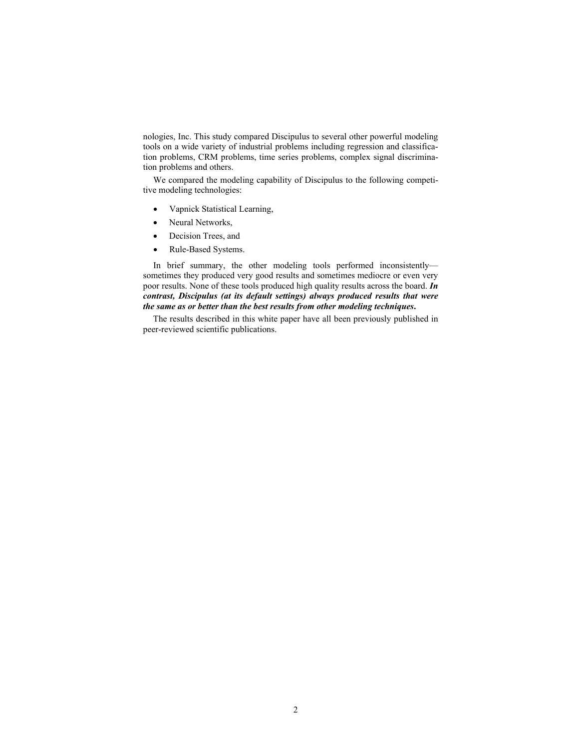nologies, Inc. This study compared Discipulus to several other powerful modeling tools on a wide variety of industrial problems including regression and classification problems, CRM problems, time series problems, complex signal discrimination problems and others.

We compared the modeling capability of Discipulus to the following competitive modeling technologies:

- Vapnick Statistical Learning,
- Neural Networks,
- Decision Trees, and
- Rule-Based Systems.

In brief summary, the other modeling tools performed inconsistently—sometimes they produced very good results and sometimes mediocre or even very poor results. None of these tools produced high quality results across the board. ***In contrast, Discipulus (at its default settings) always produced results that were the same as or better than the best results from other modeling techniques*.**

The results described in this white paper have all been previously published in peer-reviewed scientific publications.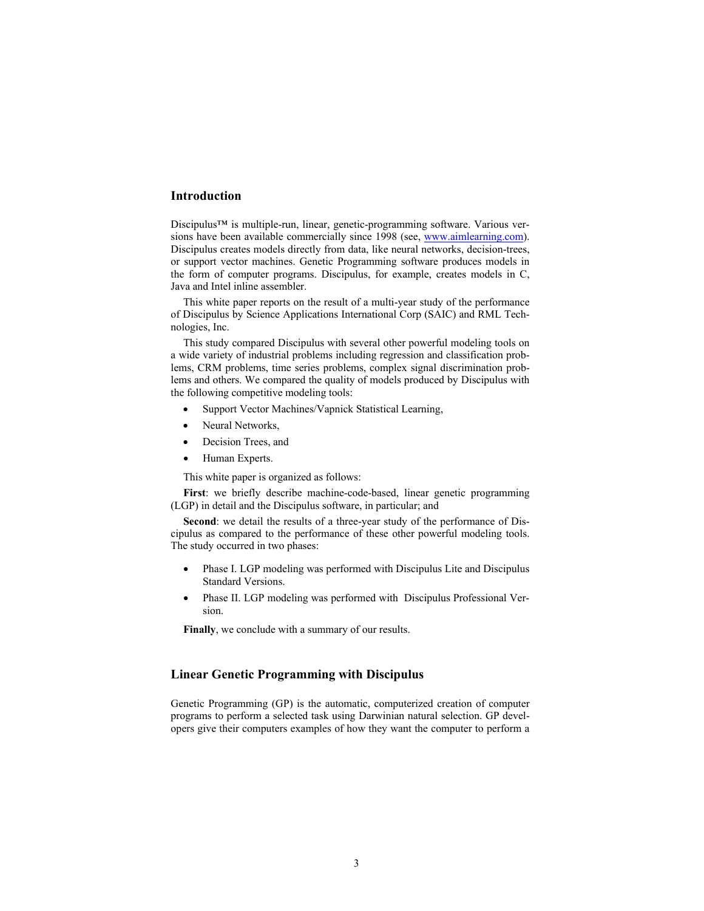## Introduction

Discipulus™ is multiple-run, linear, genetic-programming software. Various versions have been available commercially since 1998 (see, [www.aimlearning.com](www.aimlearning.com)). Discipulus creates models directly from data, like neural networks, decision-trees, or support vector machines. Genetic Programming software produces models in the form of computer programs. Discipulus, for example, creates models in C, Java and Intel inline assembler.

This white paper reports on the result of a multi-year study of the performance of Discipulus by Science Applications International Corp (SAIC) and RML Technologies, Inc.

This study compared Discipulus with several other powerful modeling tools on a wide variety of industrial problems including regression and classification problems, CRM problems, time series problems, complex signal discrimination problems and others. We compared the quality of models produced by Discipulus with the following competitive modeling tools:

- Support Vector Machines/Vapnick Statistical Learning,
- Neural Networks,
- Decision Trees, and
- Human Experts.

This white paper is organized as follows:

**First**: we briefly describe machine-code-based, linear genetic programming (LGP) in detail and the Discipulus software, in particular; and

**Second**: we detail the results of a three-year study of the performance of Discipulus as compared to the performance of these other powerful modeling tools. The study occurred in two phases:

- Phase I. LGP modeling was performed with Discipulus Lite and Discipulus Standard Versions.
- Phase II. LGP modeling was performed with Discipulus Professional Version.

**Finally**, we conclude with a summary of our results.

## Linear Genetic Programming with Discipulus

Genetic Programming (GP) is the automatic, computerized creation of computer programs to perform a selected task using Darwinian natural selection. GP developers give their computers examples of how they want the computer to perform a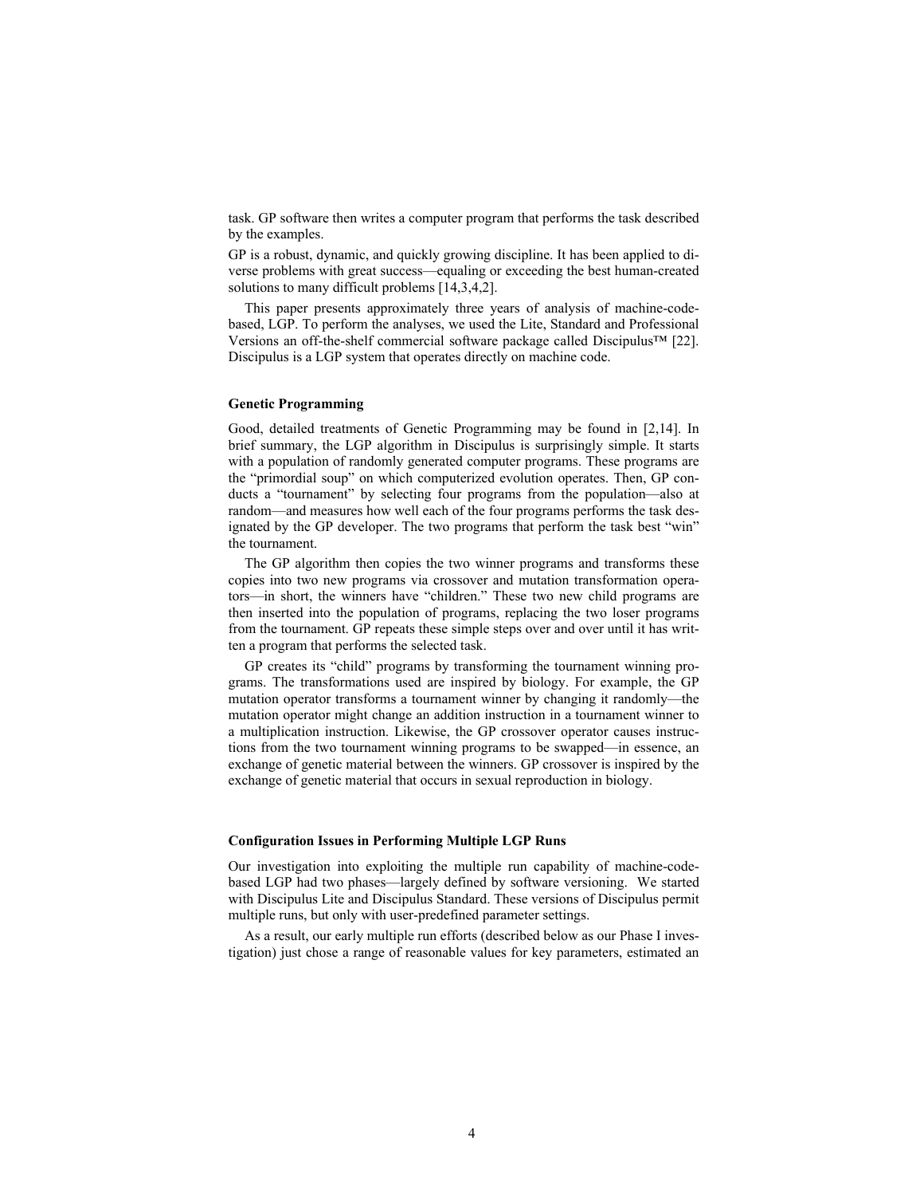task. GP software then writes a computer program that performs the task described by the examples.

GP is a robust, dynamic, and quickly growing discipline. It has been applied to diverse problems with great success—equaling or exceeding the best human-created solutions to many difficult problems [14,3,4,2].

This paper presents approximately three years of analysis of machine-code-based, LGP. To perform the analyses, we used the Lite, Standard and Professional Versions an off-the-shelf commercial software package called Discipulus™ [22]. Discipulus is a LGP system that operates directly on machine code.

### Genetic Programming

Good, detailed treatments of Genetic Programming may be found in [2,14]. In brief summary, the LGP algorithm in Discipulus is surprisingly simple. It starts with a population of randomly generated computer programs. These programs are the "primordial soup" on which computerized evolution operates. Then, GP conducts a "tournament" by selecting four programs from the population—also at random—and measures how well each of the four programs performs the task designated by the GP developer. The two programs that perform the task best "win" the tournament.

The GP algorithm then copies the two winner programs and transforms these copies into two new programs via crossover and mutation transformation operators—in short, the winners have "children." These two new child programs are then inserted into the population of programs, replacing the two loser programs from the tournament. GP repeats these simple steps over and over until it has written a program that performs the selected task.

GP creates its "child" programs by transforming the tournament winning programs. The transformations used are inspired by biology. For example, the GP mutation operator transforms a tournament winner by changing it randomly—the mutation operator might change an addition instruction in a tournament winner to a multiplication instruction. Likewise, the GP crossover operator causes instructions from the two tournament winning programs to be swapped—in essence, an exchange of genetic material between the winners. GP crossover is inspired by the exchange of genetic material that occurs in sexual reproduction in biology.

### Configuration Issues in Performing Multiple LGP Runs

Our investigation into exploiting the multiple run capability of machine-code-based LGP had two phases—largely defined by software versioning. We started with Discipulus Lite and Discipulus Standard. These versions of Discipulus permit multiple runs, but only with user-predefined parameter settings.

As a result, our early multiple run efforts (described below as our Phase I investigation) just chose a range of reasonable values for key parameters, estimated an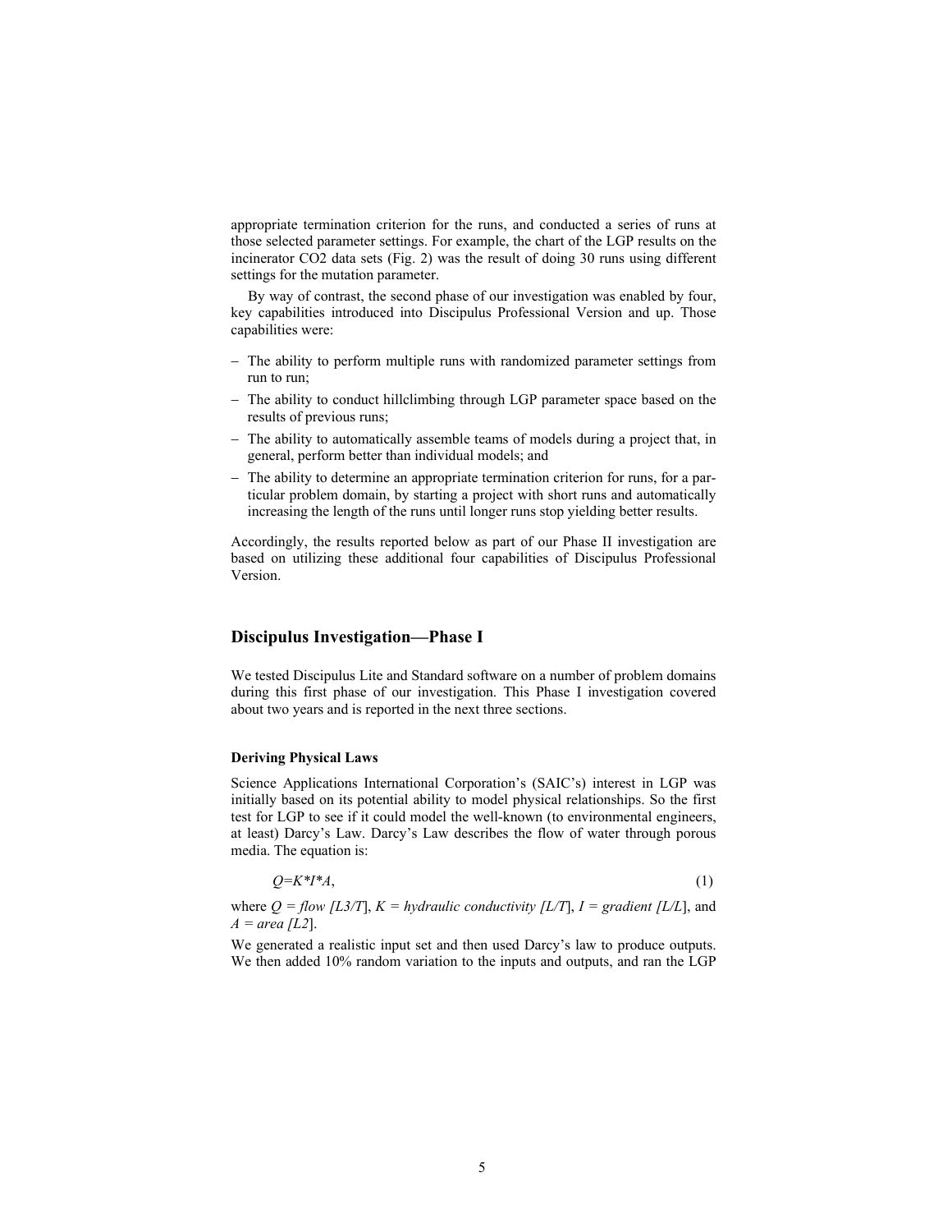appropriate termination criterion for the runs, and conducted a series of runs at those selected parameter settings. For example, the chart of the LGP results on the incinerator $CO_2$ data sets (Fig. 2) was the result of doing 30 runs using different settings for the mutation parameter.

By way of contrast, the second phase of our investigation was enabled by four, key capabilities introduced into Discipulus Professional Version and up. Those capabilities were:

- The ability to perform multiple runs with randomized parameter settings from run to run;
- The ability to conduct hillclimbing through LGP parameter space based on the results of previous runs;
- The ability to automatically assemble teams of models during a project that, in general, perform better than individual models; and
- The ability to determine an appropriate termination criterion for runs, for a particular problem domain, by starting a project with short runs and automatically increasing the length of the runs until longer runs stop yielding better results.

Accordingly, the results reported below as part of our Phase II investigation are based on utilizing these additional four capabilities of Discipulus Professional Version.

## Discipulus Investigation—Phase I

We tested Discipulus Lite and Standard software on a number of problem domains during this first phase of our investigation. This Phase I investigation covered about two years and is reported in the next three sections.

### Deriving Physical Laws

Science Applications International Corporation's (SAIC's) interest in LGP was initially based on its potential ability to model physical relationships. So the first test for LGP to see if it could model the well-known (to environmental engineers, at least) Darcy's Law. Darcy's Law describes the flow of water through porous media. The equation is:

$$Q=K*I*A, \tag{1}$$

where *Q = flow [L3/T]*, *K = hydraulic conductivity [L/T]*, *I = gradient [L/L]*, and *A = area [L2]*.

We generated a realistic input set and then used Darcy's law to produce outputs. We then added 10% random variation to the inputs and outputs, and ran the LGP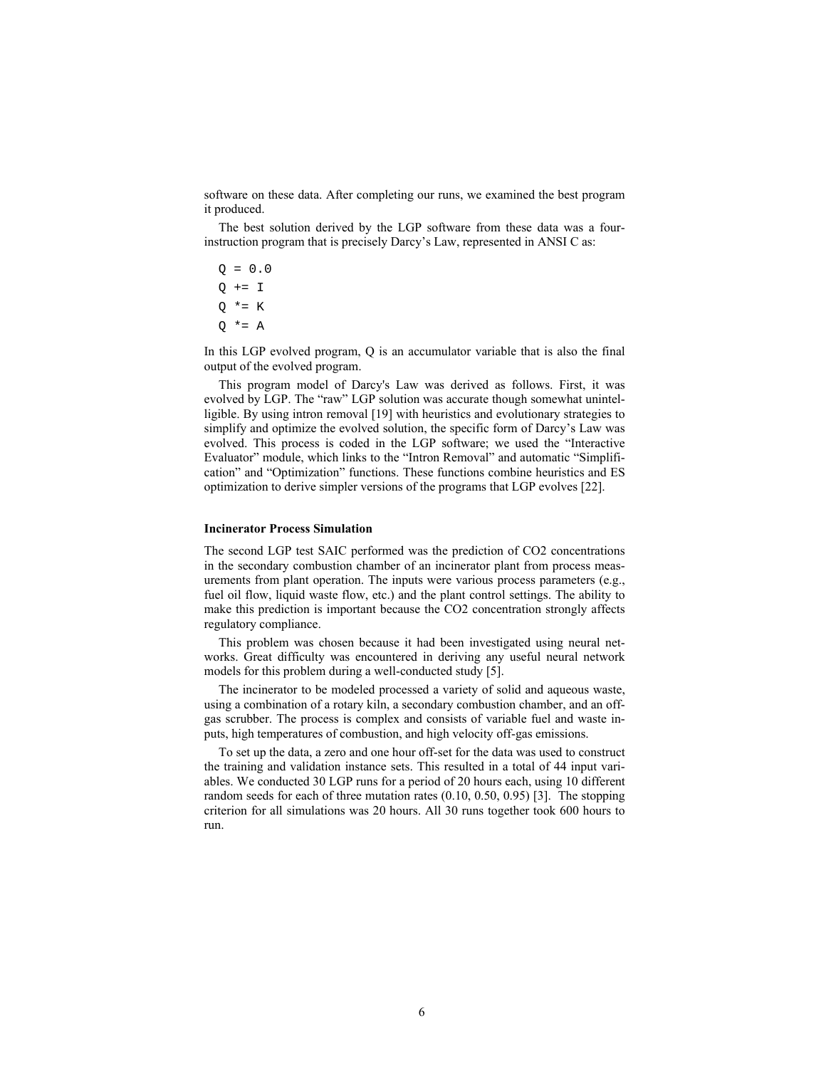software on these data. After completing our runs, we examined the best program it produced.

The best solution derived by the LGP software from these data was a four-instruction program that is precisely Darcy's Law, represented in ANSI C as:

```
Q = 0.0
Q += I
Q *= K
Q *= A
```

In this LGP evolved program, Q is an accumulator variable that is also the final output of the evolved program.

This program model of Darcy's Law was derived as follows. First, it was evolved by LGP. The "raw" LGP solution was accurate though somewhat unintelligible. By using intron removal [19] with heuristics and evolutionary strategies to simplify and optimize the evolved solution, the specific form of Darcy's Law was evolved. This process is coded in the LGP software; we used the "Interactive Evaluator" module, which links to the "Intron Removal" and automatic "Simplification" and "Optimization" functions. These functions combine heuristics and ES optimization to derive simpler versions of the programs that LGP evolves [22].

**Incinerator Process Simulation**

The second LGP test SAIC performed was the prediction of CO2 concentrations in the secondary combustion chamber of an incinerator plant from process measurements from plant operation. The inputs were various process parameters (e.g., fuel oil flow, liquid waste flow, etc.) and the plant control settings. The ability to make this prediction is important because the CO2 concentration strongly affects regulatory compliance.

This problem was chosen because it had been investigated using neural networks. Great difficulty was encountered in deriving any useful neural network models for this problem during a well-conducted study [5].

The incinerator to be modeled processed a variety of solid and aqueous waste, using a combination of a rotary kiln, a secondary combustion chamber, and an off-gas scrubber. The process is complex and consists of variable fuel and waste inputs, high temperatures of combustion, and high velocity off-gas emissions.

To set up the data, a zero and one hour off-set for the data was used to construct the training and validation instance sets. This resulted in a total of 44 input variables. We conducted 30 LGP runs for a period of 20 hours each, using 10 different random seeds for each of three mutation rates (0.10, 0.50, 0.95) [3]. The stopping criterion for all simulations was 20 hours. All 30 runs together took 600 hours to run.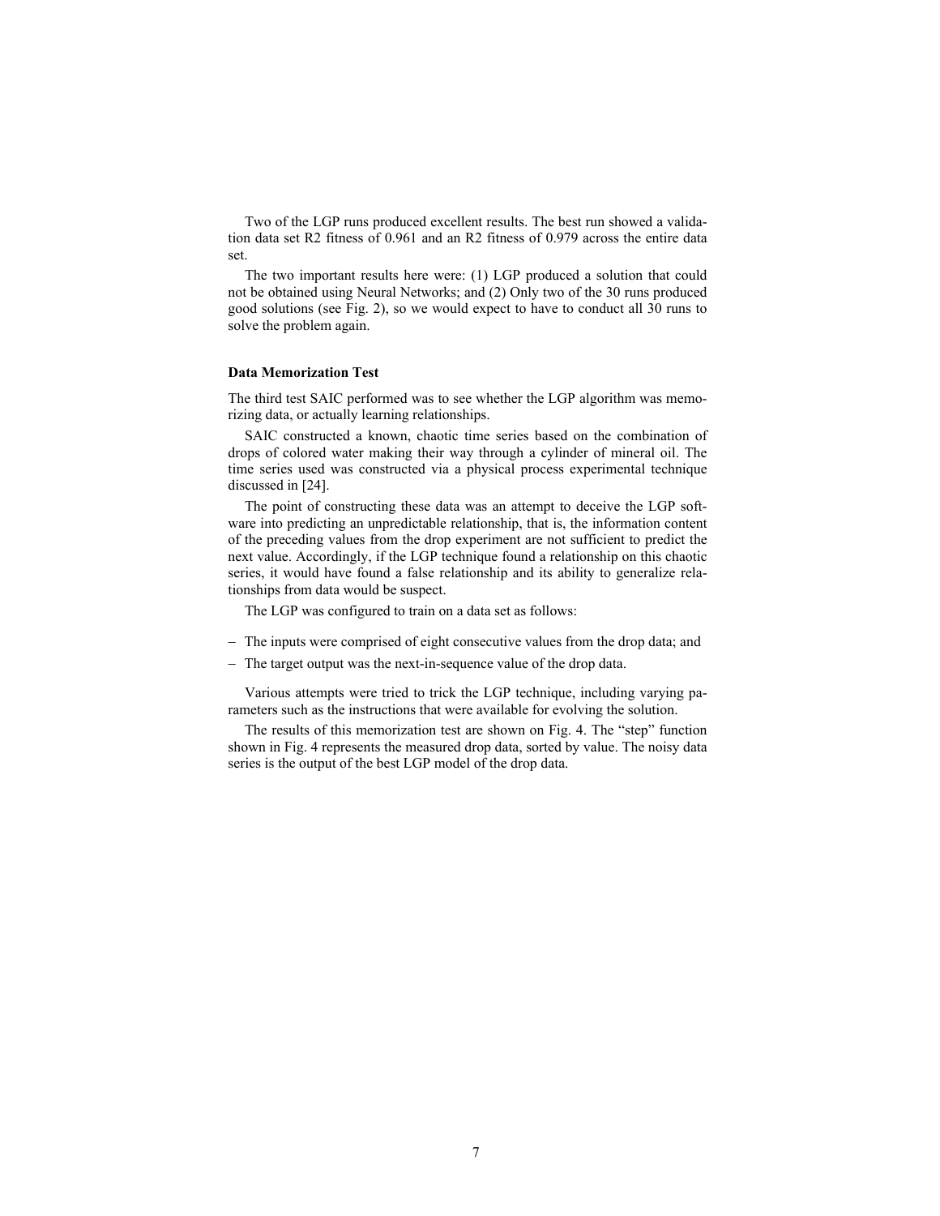Two of the LGP runs produced excellent results. The best run showed a validation data set R2 fitness of 0.961 and an R2 fitness of 0.979 across the entire data set.

The two important results here were: (1) LGP produced a solution that could not be obtained using Neural Networks; and (2) Only two of the 30 runs produced good solutions (see Fig. 2), so we would expect to have to conduct all 30 runs to solve the problem again.

**Data Memorization Test**

The third test SAIC performed was to see whether the LGP algorithm was memorizing data, or actually learning relationships.

SAIC constructed a known, chaotic time series based on the combination of drops of colored water making their way through a cylinder of mineral oil. The time series used was constructed via a physical process experimental technique discussed in [24].

The point of constructing these data was an attempt to deceive the LGP software into predicting an unpredictable relationship, that is, the information content of the preceding values from the drop experiment are not sufficient to predict the next value. Accordingly, if the LGP technique found a relationship on this chaotic series, it would have found a false relationship and its ability to generalize relationships from data would be suspect.

The LGP was configured to train on a data set as follows:

- The inputs were comprised of eight consecutive values from the drop data; and
- The target output was the next-in-sequence value of the drop data.

Various attempts were tried to trick the LGP technique, including varying parameters such as the instructions that were available for evolving the solution.

The results of this memorization test are shown on Fig. 4. The "step" function shown in Fig. 4 represents the measured drop data, sorted by value. The noisy data series is the output of the best LGP model of the drop data.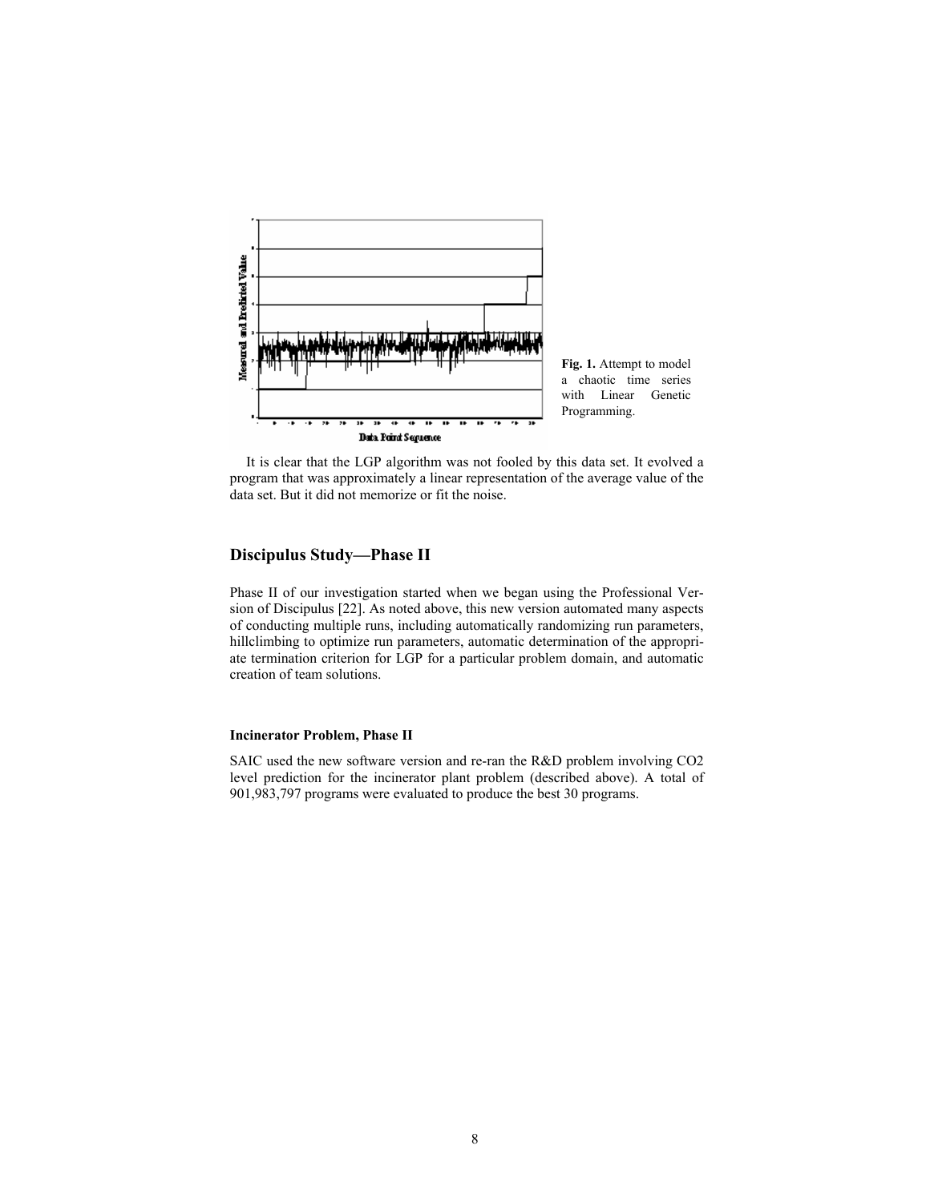**Fig. 1.** Attempt to model a chaotic time series with Linear Genetic Programming.

It is clear that the LGP algorithm was not fooled by this data set. It evolved a program that was approximately a linear representation of the average value of the data set. But it did not memorize or fit the noise.

## Discipulus Study—Phase II

Phase II of our investigation started when we began using the Professional Version of Discipulus [22]. As noted above, this new version automated many aspects of conducting multiple runs, including automatically randomizing run parameters, hillclimbing to optimize run parameters, automatic determination of the appropriate termination criterion for LGP for a particular problem domain, and automatic creation of team solutions.

### Incinerator Problem, Phase II

SAIC used the new software version and re-ran the R&D problem involving CO2 level prediction for the incinerator plant problem (described above). A total of 901,983,797 programs were evaluated to produce the best 30 programs.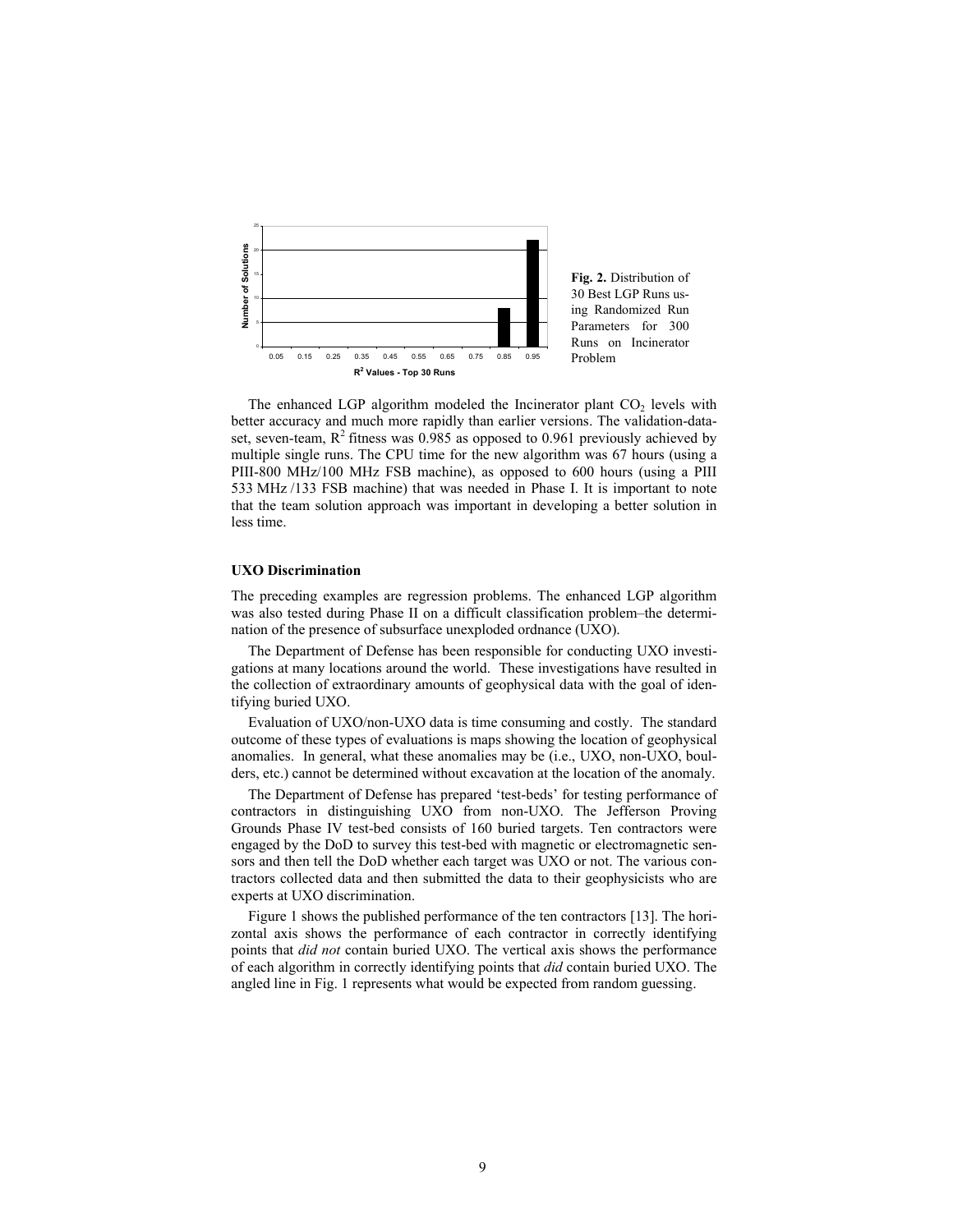**Fig. 2.** Distribution of 30 Best LGP Runs using Randomized Run Parameters for 300 Runs on Incinerator Problem

The enhanced LGP algorithm modeled the Incinerator plant $CO_2$ levels with better accuracy and much more rapidly than earlier versions. The validation-dataset, seven-team, $R^2$ fitness was 0.985 as opposed to 0.961 previously achieved by multiple single runs. The CPU time for the new algorithm was 67 hours (using a PIII-800 MHz/100 MHz FSB machine), as opposed to 600 hours (using a PIII 533 MHz /133 FSB machine) that was needed in Phase I. It is important to note that the team solution approach was important in developing a better solution in less time.

### UXO Discrimination

The preceding examples are regression problems. The enhanced LGP algorithm was also tested during Phase II on a difficult classification problem–the determination of the presence of subsurface unexploded ordnance (UXO).

The Department of Defense has been responsible for conducting UXO investigations at many locations around the world. These investigations have resulted in the collection of extraordinary amounts of geophysical data with the goal of identifying buried UXO.

Evaluation of UXO/non-UXO data is time consuming and costly. The standard outcome of these types of evaluations is maps showing the location of geophysical anomalies. In general, what these anomalies may be (i.e., UXO, non-UXO, boulders, etc.) cannot be determined without excavation at the location of the anomaly.

The Department of Defense has prepared 'test-beds' for testing performance of contractors in distinguishing UXO from non-UXO. The Jefferson Proving Grounds Phase IV test-bed consists of 160 buried targets. Ten contractors were engaged by the DoD to survey this test-bed with magnetic or electromagnetic sensors and then tell the DoD whether each target was UXO or not. The various contractors collected data and then submitted the data to their geophysicists who are experts at UXO discrimination.

Figure 1 shows the published performance of the ten contractors [13]. The horizontal axis shows the performance of each contractor in correctly identifying points that *did not* contain buried UXO. The vertical axis shows the performance of each algorithm in correctly identifying points that *did* contain buried UXO. The angled line in Fig. 1 represents what would be expected from random guessing.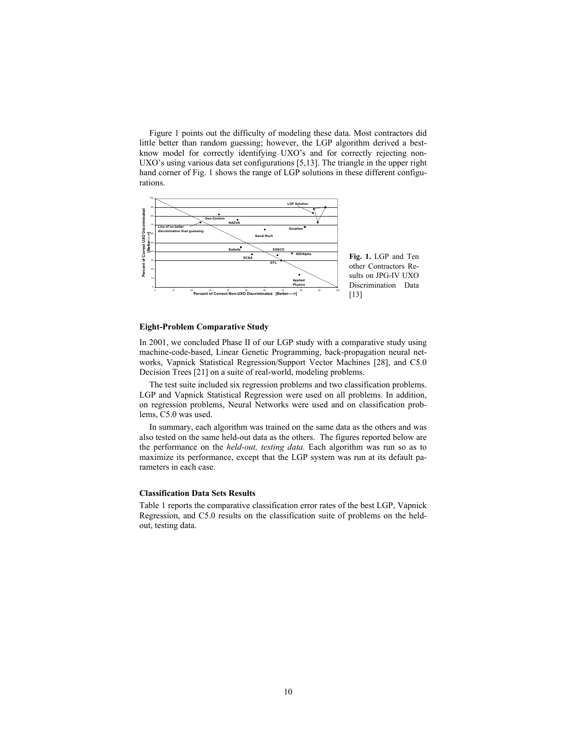Figure 1 points out the difficulty of modeling these data. Most contractors did little better than random guessing; however, the LGP algorithm derived a best-know model for correctly identifying UXO's and for correctly rejecting non-UXO's using various data set configurations [5,13]. The triangle in the upper right hand corner of Fig. 1 shows the range of LGP solutions in these different configurations.

**Fig. 1.** LGP and Ten other Contractors Results on JPG-IV UXO Discrimination Data [13]

### Eight-Problem Comparative Study

In 2001, we concluded Phase II of our LGP study with a comparative study using machine-code-based, Linear Genetic Programming, back-propagation neural networks, Vapnick Statistical Regression/Support Vector Machines [28], and C5.0 Decision Trees [21] on a suite of real-world, modeling problems.

The test suite included six regression problems and two classification problems. LGP and Vapnick Statistical Regression were used on all problems. In addition, on regression problems, Neural Networks were used and on classification problems, C5.0 was used.

In summary, each algorithm was trained on the same data as the others and was also tested on the same held-out data as the others. The figures reported below are the performance on the *held-out, testing data.* Each algorithm was run so as to maximize its performance, except that the LGP system was run at its default parameters in each case.

### Classification Data Sets Results

Table 1 reports the comparative classification error rates of the best LGP, Vapnick Regression, and C5.0 results on the classification suite of problems on the held-out, testing data.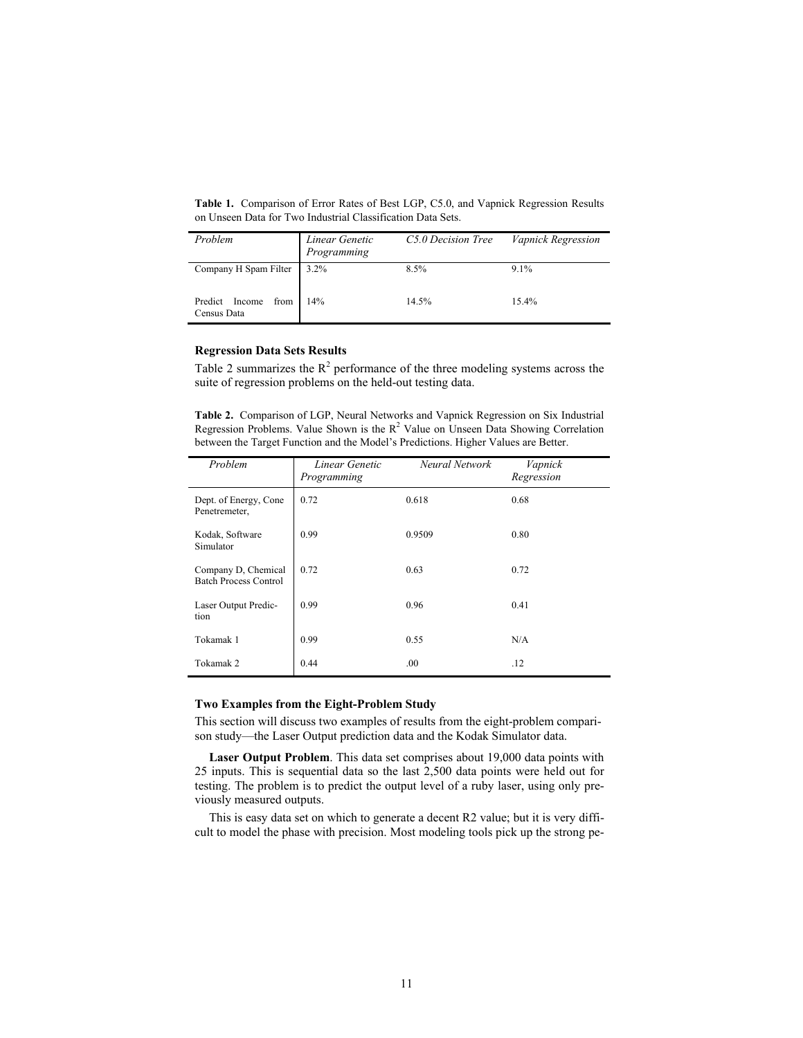**Table 1.** Comparison of Error Rates of Best LGP, C5.0, and Vapnick Regression Results on Unseen Data for Two Industrial Classification Data Sets.

| *Problem* | *Linear Genetic Programming* | *C5.0 Decision Tree* | *Vapnick Regression* |
|---|---|---|---|
| Company H Spam Filter | 3.2% | 8.5% | 9.1% |
| Predict Income from Census Data | 14% | 14.5% | 15.4% |

**Regression Data Sets Results**

Table 2 summarizes the $R^2$ performance of the three modeling systems across the suite of regression problems on the held-out testing data.

**Table 2.** Comparison of LGP, Neural Networks and Vapnick Regression on Six Industrial Regression Problems. Value Shown is the $R^2$ Value on Unseen Data Showing Correlation between the Target Function and the Model's Predictions. Higher Values are Better.

| *Problem* | *Linear Genetic Programming* | *Neural Network* | *Vapnick Regression* |
|---|---|---|---|
| Dept. of Energy, Cone Penetremeter, | 0.72 | 0.618 | 0.68 |
| Kodak, Software Simulator | 0.99 | 0.9509 | 0.80 |
| Company D, Chemical Batch Process Control | 0.72 | 0.63 | 0.72 |
| Laser Output Prediction | 0.99 | 0.96 | 0.41 |
| Tokamak 1 | 0.99 | 0.55 | N/A |
| Tokamak 2 | 0.44 | .00 | .12 |

**Two Examples from the Eight-Problem Study**

This section will discuss two examples of results from the eight-problem comparison study—the Laser Output prediction data and the Kodak Simulator data.

**Laser Output Problem**. This data set comprises about 19,000 data points with 25 inputs. This is sequential data so the last 2,500 data points were held out for testing. The problem is to predict the output level of a ruby laser, using only previously measured outputs.

This is easy data set on which to generate a decent R2 value; but it is very difficult to model the phase with precision. Most modeling tools pick up the strong pe-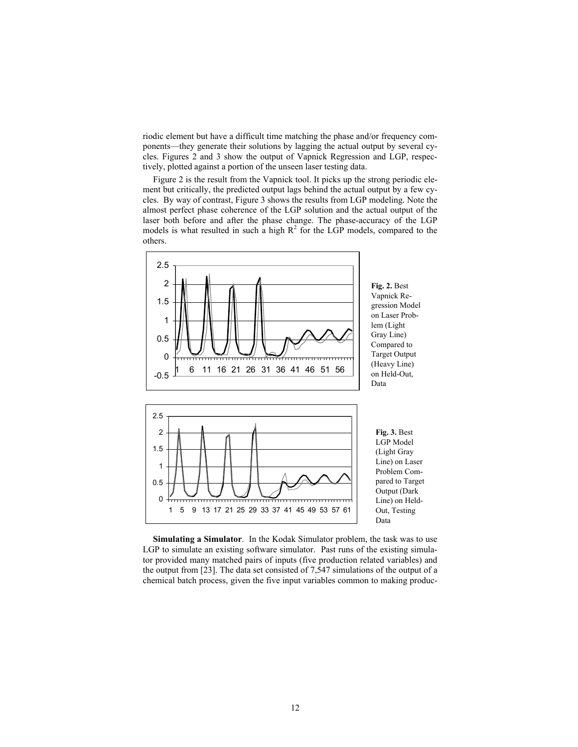riodic element but have a difficult time matching the phase and/or frequency components—they generate their solutions by lagging the actual output by several cycles. Figures 2 and 3 show the output of Vapnick Regression and LGP, respectively, plotted against a portion of the unseen laser testing data.

Figure 2 is the result from the Vapnick tool. It picks up the strong periodic element but critically, the predicted output lags behind the actual output by a few cycles. By way of contrast, Figure 3 shows the results from LGP modeling. Note the almost perfect phase coherence of the LGP solution and the actual output of the laser both before and after the phase change. The phase-accuracy of the LGP models is what resulted in such a high $R^2$ for the LGP models, compared to the others.

**Fig. 2.** Best Vapnick Regression Model on Laser Problem (Light Gray Line) Compared to Target Output (Heavy Line) on Held-Out, Data

**Fig. 3.** Best LGP Model (Light Gray Line) on Laser Problem Compared to Target Output (Dark Line) on Held-Out, Testing Data

**Simulating a Simulator**. In the Kodak Simulator problem, the task was to use LGP to simulate an existing software simulator. Past runs of the existing simulator provided many matched pairs of inputs (five production related variables) and the output from [23]. The data set consisted of 7,547 simulations of the output of a chemical batch process, given the five input variables common to making produc-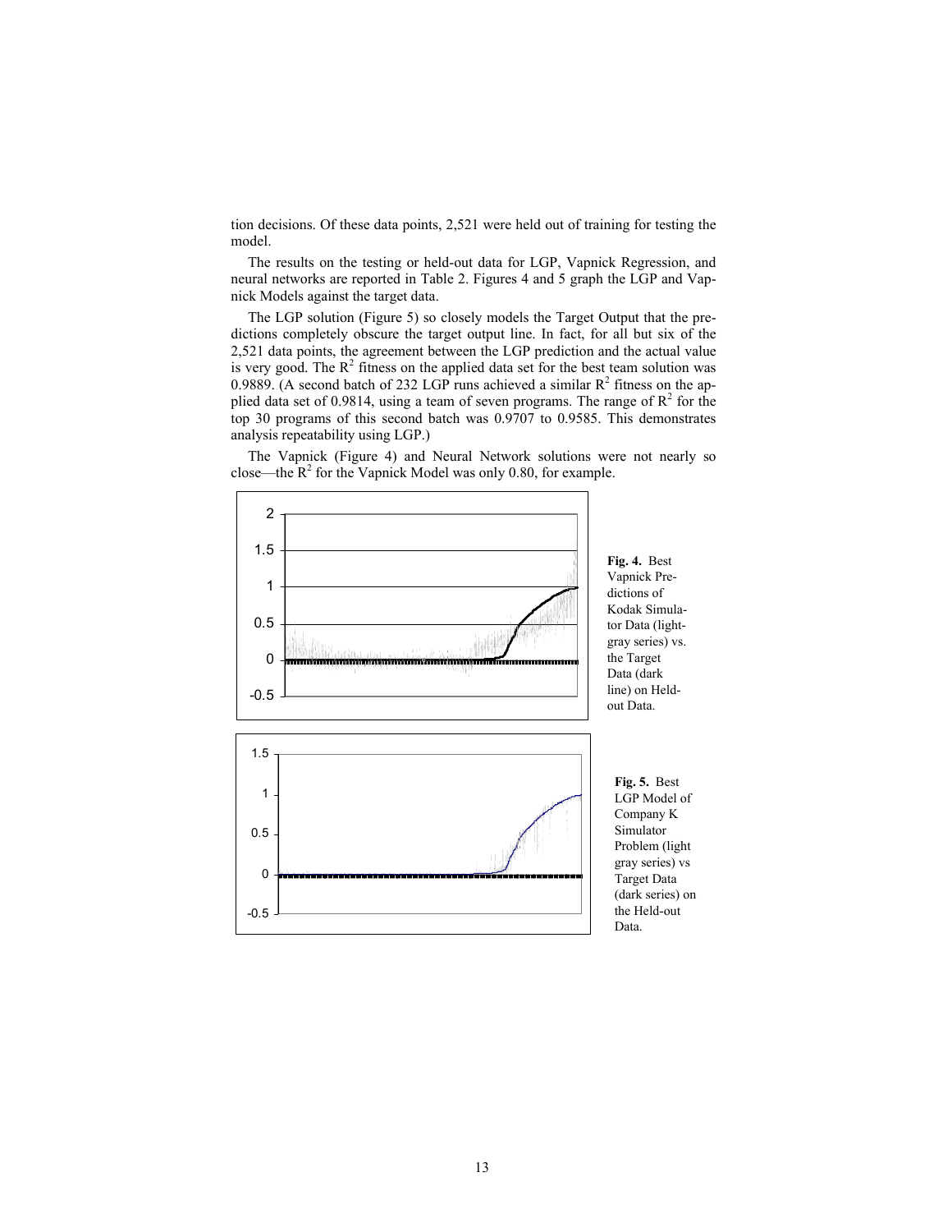tion decisions. Of these data points, 2,521 were held out of training for testing the model.

The results on the testing or held-out data for LGP, Vapnick Regression, and neural networks are reported in Table 2. Figures 4 and 5 graph the LGP and Vapnick Models against the target data.

The LGP solution (Figure 5) so closely models the Target Output that the predictions completely obscure the target output line. In fact, for all but six of the 2,521 data points, the agreement between the LGP prediction and the actual value is very good. The $R^2$ fitness on the applied data set for the best team solution was 0.9889. (A second batch of 232 LGP runs achieved a similar $R^2$ fitness on the applied data set of 0.9814, using a team of seven programs. The range of $R^2$ for the top 30 programs of this second batch was 0.9707 to 0.9585. This demonstrates analysis repeatability using LGP.)

The Vapnick (Figure 4) and Neural Network solutions were not nearly so close—the $R^2$ for the Vapnick Model was only 0.80, for example.

**Fig. 4.** Best Vapnick Predictions of Kodak Simulator Data (light-gray series) vs. the Target Data (dark line) on Held-out Data.

**Fig. 5.** Best LGP Model of Company K Simulator Problem (light gray series) vs Target Data (dark series) on the Held-out Data.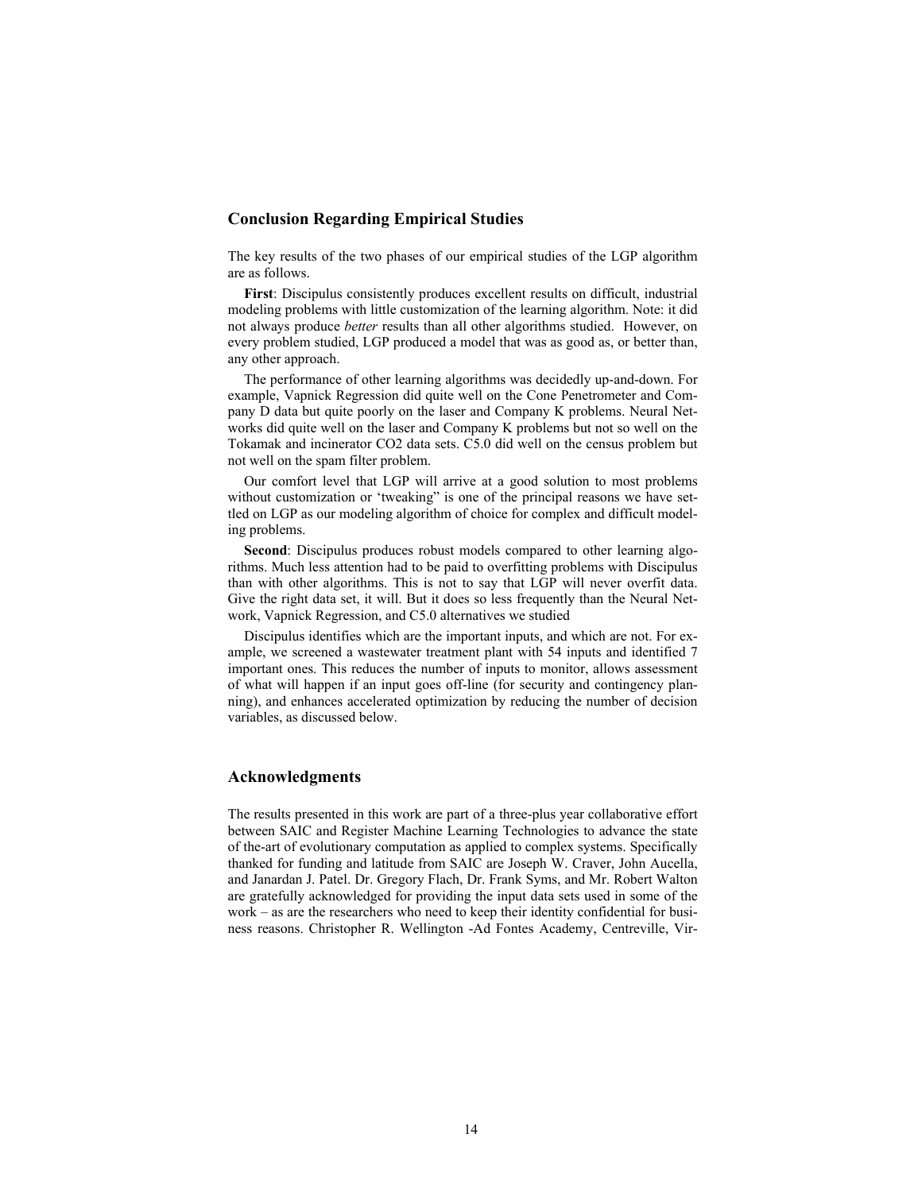## Conclusion Regarding Empirical Studies

The key results of the two phases of our empirical studies of the LGP algorithm are as follows.

**First**: Discipulus consistently produces excellent results on difficult, industrial modeling problems with little customization of the learning algorithm. Note: it did not always produce *better* results than all other algorithms studied. However, on every problem studied, LGP produced a model that was as good as, or better than, any other approach.

The performance of other learning algorithms was decidedly up-and-down. For example, Vapnick Regression did quite well on the Cone Penetrometer and Company D data but quite poorly on the laser and Company K problems. Neural Networks did quite well on the laser and Company K problems but not so well on the Tokamak and incinerator CO2 data sets. C5.0 did well on the census problem but not well on the spam filter problem.

Our comfort level that LGP will arrive at a good solution to most problems without customization or 'tweaking" is one of the principal reasons we have settled on LGP as our modeling algorithm of choice for complex and difficult modeling problems.

**Second**: Discipulus produces robust models compared to other learning algorithms. Much less attention had to be paid to overfitting problems with Discipulus than with other algorithms. This is not to say that LGP will never overfit data. Give the right data set, it will. But it does so less frequently than the Neural Network, Vapnick Regression, and C5.0 alternatives we studied

Discipulus identifies which are the important inputs, and which are not. For example, we screened a wastewater treatment plant with 54 inputs and identified 7 important ones. This reduces the number of inputs to monitor, allows assessment of what will happen if an input goes off-line (for security and contingency planning), and enhances accelerated optimization by reducing the number of decision variables, as discussed below.

## Acknowledgments

The results presented in this work are part of a three-plus year collaborative effort between SAIC and Register Machine Learning Technologies to advance the state of the-art of evolutionary computation as applied to complex systems. Specifically thanked for funding and latitude from SAIC are Joseph W. Craver, John Aucella, and Janardan J. Patel. Dr. Gregory Flach, Dr. Frank Syms, and Mr. Robert Walton are gratefully acknowledged for providing the input data sets used in some of the work – as are the researchers who need to keep their identity confidential for business reasons. Christopher R. Wellington -Ad Fontes Academy, Centreville, Vir-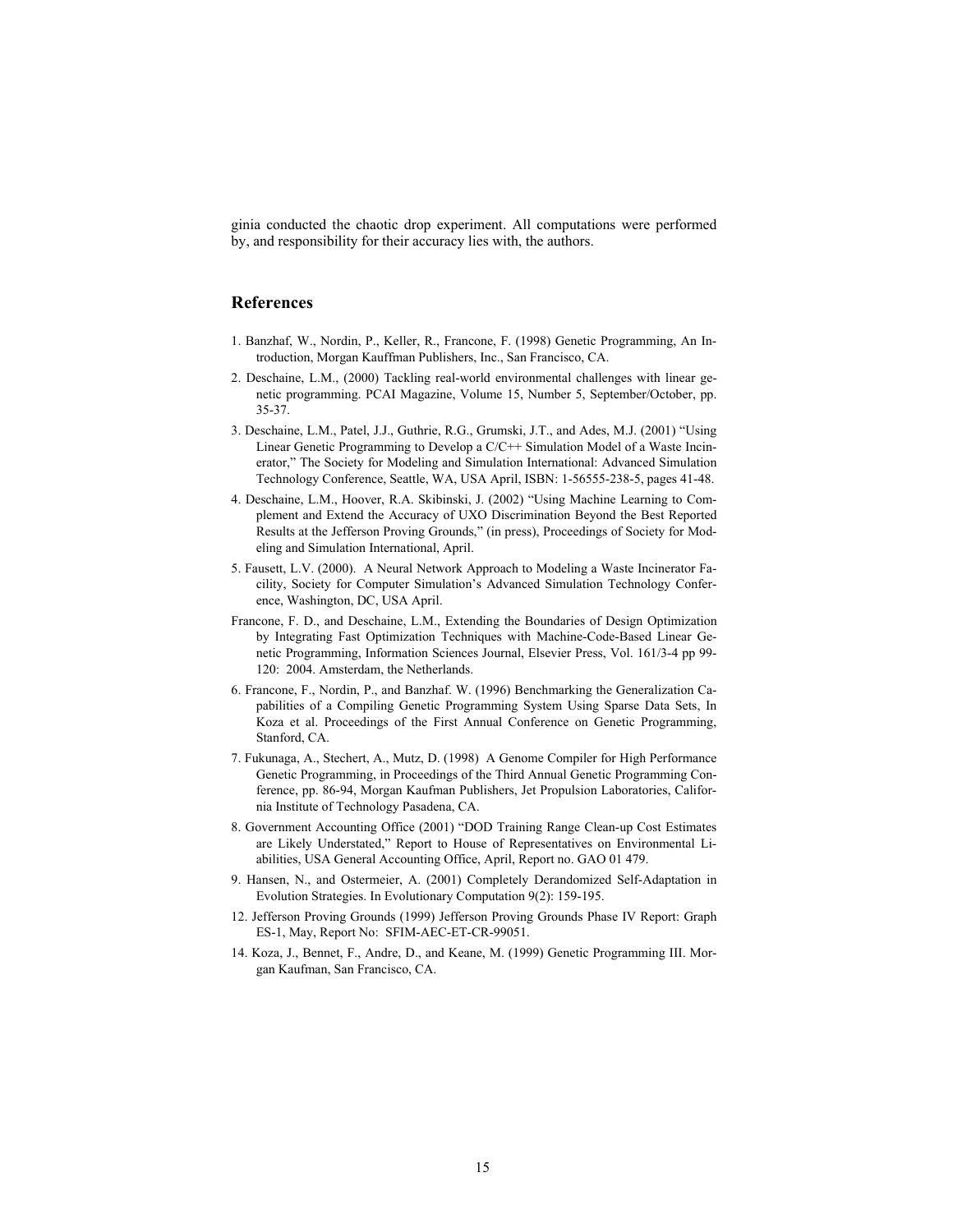ginia conducted the chaotic drop experiment. All computations were performed by, and responsibility for their accuracy lies with, the authors.

## References

1. Banzhaf, W., Nordin, P., Keller, R., Francone, F. (1998) Genetic Programming, An Introduction, Morgan Kauffman Publishers, Inc., San Francisco, CA.
2. Deschaine, L.M., (2000) Tackling real-world environmental challenges with linear genetic programming. PCAI Magazine, Volume 15, Number 5, September/October, pp. 35-37.
3. Deschaine, L.M., Patel, J.J., Guthrie, R.G., Grumski, J.T., and Ades, M.J. (2001) "Using Linear Genetic Programming to Develop a C/C++ Simulation Model of a Waste Incinerator," The Society for Modeling and Simulation International: Advanced Simulation Technology Conference, Seattle, WA, USA April, ISBN: 1-56555-238-5, pages 41-48.
4. Deschaine, L.M., Hoover, R.A. Skibinski, J. (2002) "Using Machine Learning to Complement and Extend the Accuracy of UXO Discrimination Beyond the Best Reported Results at the Jefferson Proving Grounds," (in press), Proceedings of Society for Modeling and Simulation International, April.
5. Fausett, L.V. (2000). A Neural Network Approach to Modeling a Waste Incinerator Facility, Society for Computer Simulation's Advanced Simulation Technology Conference, Washington, DC, USA April.

Francone, F. D., and Deschaine, L.M., Extending the Boundaries of Design Optimization by Integrating Fast Optimization Techniques with Machine-Code-Based Linear Genetic Programming, Information Sciences Journal, Elsevier Press, Vol. 161/3-4 pp 99-120: 2004. Amsterdam, the Netherlands.

6. Francone, F., Nordin, P., and Banzhaf. W. (1996) Benchmarking the Generalization Capabilities of a Compiling Genetic Programming System Using Sparse Data Sets, In Koza et al. Proceedings of the First Annual Conference on Genetic Programming, Stanford, CA.
7. Fukunaga, A., Stechert, A., Mutz, D. (1998) A Genome Compiler for High Performance Genetic Programming, in Proceedings of the Third Annual Genetic Programming Conference, pp. 86-94, Morgan Kaufman Publishers, Jet Propulsion Laboratories, California Institute of Technology Pasadena, CA.
8. Government Accounting Office (2001) "DOD Training Range Clean-up Cost Estimates are Likely Understated," Report to House of Representatives on Environmental Liabilities, USA General Accounting Office, April, Report no. GAO 01 479.
9. Hansen, N., and Ostermeier, A. (2001) Completely Derandomized Self-Adaptation in Evolution Strategies. In Evolutionary Computation 9(2): 159-195.

12. Jefferson Proving Grounds (1999) Jefferson Proving Grounds Phase IV Report: Graph ES-1, May, Report No: SFIM-AEC-ET-CR-99051.

14. Koza, J., Bennet, F., Andre, D., and Keane, M. (1999) Genetic Programming III. Morgan Kaufman, San Francisco, CA.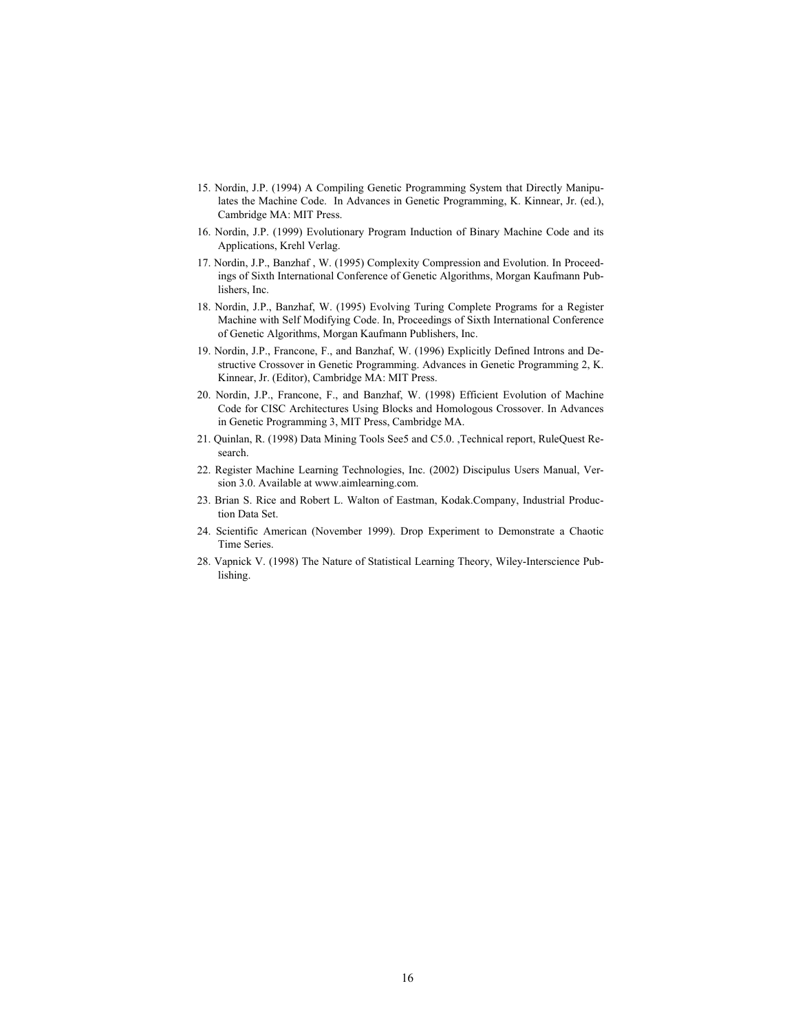15. Nordin, J.P. (1994) A Compiling Genetic Programming System that Directly Manipulates the Machine Code. In Advances in Genetic Programming, K. Kinnear, Jr. (ed.), Cambridge MA: MIT Press.
16. Nordin, J.P. (1999) Evolutionary Program Induction of Binary Machine Code and its Applications, Krehl Verlag.
17. Nordin, J.P., Banzhaf , W. (1995) Complexity Compression and Evolution. In Proceedings of Sixth International Conference of Genetic Algorithms, Morgan Kaufmann Publishers, Inc.
18. Nordin, J.P., Banzhaf, W. (1995) Evolving Turing Complete Programs for a Register Machine with Self Modifying Code. In, Proceedings of Sixth International Conference of Genetic Algorithms, Morgan Kaufmann Publishers, Inc.
19. Nordin, J.P., Francone, F., and Banzhaf, W. (1996) Explicitly Defined Introns and Destructive Crossover in Genetic Programming. Advances in Genetic Programming 2, K. Kinnear, Jr. (Editor), Cambridge MA: MIT Press.
20. Nordin, J.P., Francone, F., and Banzhaf, W. (1998) Efficient Evolution of Machine Code for CISC Architectures Using Blocks and Homologous Crossover. In Advances in Genetic Programming 3, MIT Press, Cambridge MA.
21. Quinlan, R. (1998) Data Mining Tools See5 and C5.0. ,Technical report, RuleQuest Research.
22. Register Machine Learning Technologies, Inc. (2002) Discipulus Users Manual, Version 3.0. Available at www.aimlearning.com.
23. Brian S. Rice and Robert L. Walton of Eastman, Kodak.Company, Industrial Production Data Set.
24. Scientific American (November 1999). Drop Experiment to Demonstrate a Chaotic Time Series.
28. Vapnick V. (1998) The Nature of Statistical Learning Theory, Wiley-Interscience Publishing.